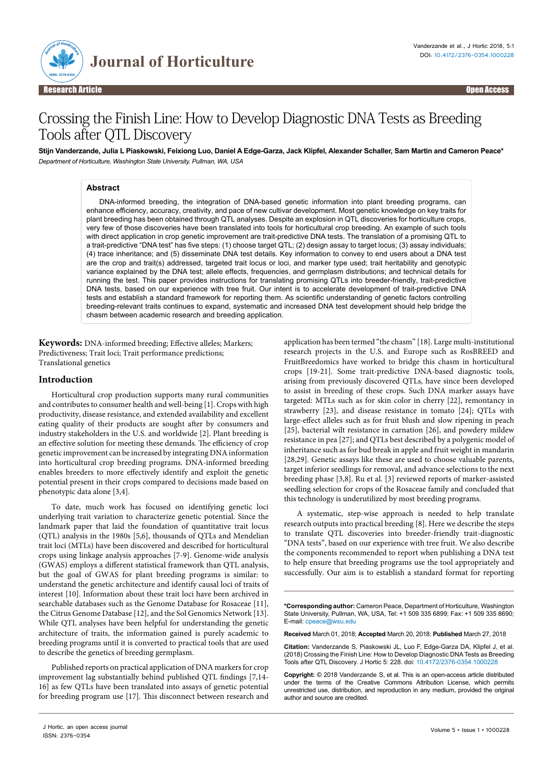Research Article | Open Access

# Crossing the Finish Line: How to Develop Diagnostic DNA Tests as Breeding Tools after QTL Discovery

**Stijn Vanderzande, Julia L Piaskowski, Feixiong Luo, Daniel A Edge-Garza, Jack Klipfel, Alexander Schaller, Sam Martin and Cameron Peace***

*Department of Horticulture, Washington State University, Pullman, WA, USA*

## Abstract

DNA-informed breeding, the integration of DNA-based genetic information into plant breeding programs, can enhance efficiency, accuracy, creativity, and pace of new cultivar development. Most genetic knowledge on key traits for plant breeding has been obtained through QTL analyses. Despite an explosion in QTL discoveries for horticulture crops, very few of those discoveries have been translated into tools for horticultural crop breeding. An example of such tools with direct application in crop genetic improvement are trait-predictive DNA tests. The translation of a promising QTL to a trait-predictive "DNA test" has five steps: (1) choose target QTL; (2) design assay to target locus; (3) assay individuals; (4) trace inheritance; and (5) disseminate DNA test details. Key information to convey to end users about a DNA test are the crop and trait(s) addressed, targeted trait locus or loci, and marker type used; trait heritability and genotypic variance explained by the DNA test; allele effects, frequencies, and germplasm distributions; and technical details for running the test. This paper provides instructions for translating promising QTLs into breeder-friendly, trait-predictive DNA tests, based on our experience with tree fruit. Our intent is to accelerate development of trait-predictive DNA tests and establish a standard framework for reporting them. As scientific understanding of genetic factors controlling breeding-relevant traits continues to expand, systematic and increased DNA test development should help bridge the chasm between academic research and breeding application.

**Keywords:** DNA-informed breeding; Effective alleles; Markers; Predictiveness; Trait loci; Trait performance predictions; Translational genetics

## Introduction

Horticultural crop production supports many rural communities and contributes to consumer health and well-being [1]. Crops with high productivity, disease resistance, and extended availability and excellent eating quality of their products are sought after by consumers and industry stakeholders in the U.S. and worldwide [2]. Plant breeding is an effective solution for meeting these demands. The efficiency of crop genetic improvement can be increased by integrating DNA information into horticultural crop breeding programs. DNA-informed breeding enables breeders to more effectively identify and exploit the genetic potential present in their crops compared to decisions made based on phenotypic data alone [3,4].

To date, much work has focused on identifying genetic loci underlying trait variation to characterize genetic potential. Since the landmark paper that laid the foundation of quantitative trait locus (QTL) analysis in the 1980s [5,6], thousands of QTLs and Mendelian trait loci (MTLs) have been discovered and described for horticultural crops using linkage analysis approaches [7-9]. Genome-wide analysis (GWAS) employs a different statistical framework than QTL analysis, but the goal of GWAS for plant breeding programs is similar: to understand the genetic architecture and identify causal loci of traits of interest [10]. Information about these trait loci have been archived in searchable databases such as the Genome Database for Rosaceae [11], the Citrus Genome Database [12], and the Sol Genomics Network [13]. While QTL analyses have been helpful for understanding the genetic architecture of traits, the information gained is purely academic to breeding programs until it is converted to practical tools that are used to describe the genetics of breeding germplasm.

Published reports on practical application of DNA markers for crop improvement lag substantially behind published QTL findings [7,14-16] as few QTLs have been translated into assays of genetic potential for breeding program use [17]. This disconnect between research and application has been termed "the chasm" [18]. Large multi-institutional research projects in the U.S. and Europe such as RosBREED and FruitBreedomics have worked to bridge this chasm in horticultural crops [19-21]. Some trait-predictive DNA-based diagnostic tools, arising from previously discovered QTLs, have since been developed to assist in breeding of these crops. Such DNA marker assays have targeted: MTLs such as for skin color in cherry [22], remontancy in strawberry [23], and disease resistance in tomato [24]; QTLs with large-effect alleles such as for fruit blush and slow ripening in peach [25], bacterial wilt resistance in carnation [26], and powdery mildew resistance in pea [27]; and QTLs best described by a polygenic model of inheritance such as for bud break in apple and fruit weight in mandarin [28,29]. Genetic assays like these are used to choose valuable parents, target inferior seedlings for removal, and advance selections to the next breeding phase [3,8]. Ru et al. [3] reviewed reports of marker-assisted seedling selection for crops of the Rosaceae family and concluded that this technology is underutilized by most breeding programs.

A systematic, step-wise approach is needed to help translate research outputs into practical breeding [8]. Here we describe the steps to translate QTL discoveries into breeder-friendly trait-diagnostic "DNA tests", based on our experience with tree fruit. We also describe the components recommended to report when publishing a DNA test to help ensure that breeding programs use the tool appropriately and successfully. Our aim is to establish a standard format for reporting

---

***Corresponding author:** Cameron Peace, Department of Horticulture, Washington State University, Pullman, WA, USA, Tel: +1 509 335 6899; Fax: +1 509 335 8690; E-mail: cpeace@wsu.edu

**Received** March 01, 2018; **Accepted** March 20, 2018; **Published** March 27, 2018

**Citation:** Vanderzande S, Piaskowski JL, Luo F, Edge-Garza DA, Klipfel J, et al. (2018) Crossing the Finish Line: How to Develop Diagnostic DNA Tests as Breeding Tools after QTL Discovery. J Hortic 5: 228. doi: 10.4172/2376-0354.1000228

**Copyright:** © 2018 Vanderzande S, et al. This is an open-access article distributed under the terms of the Creative Commons Attribution License, which permits unrestricted use, distribution, and reproduction in any medium, provided the original author and source are credited.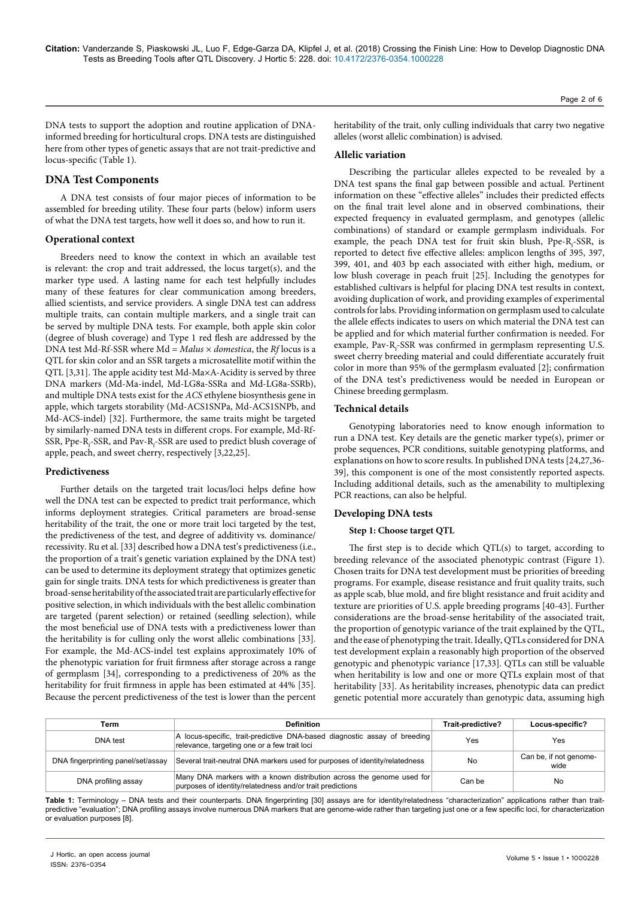DNA tests to support the adoption and routine application of DNA-informed breeding for horticultural crops. DNA tests are distinguished here from other types of genetic assays that are not trait-predictive and locus-specific (Table 1).

## DNA Test Components

A DNA test consists of four major pieces of information to be assembled for breeding utility. These four parts (below) inform users of what the DNA test targets, how well it does so, and how to run it.

### Operational context

Breeders need to know the context in which an available test is relevant: the crop and trait addressed, the locus target(s), and the marker type used. A lasting name for each test helpfully includes many of these features for clear communication among breeders, allied scientists, and service providers. A single DNA test can address multiple traits, can contain multiple markers, and a single trait can be served by multiple DNA tests. For example, both apple skin color (degree of blush coverage) and Type 1 red flesh are addressed by the DNA test Md-Rf-SSR where Md = *Malus* × *domestica*, the *Rf* locus is a QTL for skin color and an SSR targets a microsatellite motif within the QTL [3,31]. The apple acidity test Md-Ma×A-Acidity is served by three DNA markers (Md-Ma-indel, Md-LG8a-SSRa and Md-LG8a-SSRb), and multiple DNA tests exist for the *ACS* ethylene biosynthesis gene in apple, which targets storability (Md-ACS1SNPa, Md-ACS1SNPb, and Md-ACS-indel) [32]. Furthermore, the same traits might be targeted by similarly-named DNA tests in different crops. For example, Md-Rf-SSR, Ppe-$R_f$-SSR, and Pav-$R_f$-SSR are used to predict blush coverage of apple, peach, and sweet cherry, respectively [3,22,25].

### Predictiveness

Further details on the targeted trait locus/loci helps define how well the DNA test can be expected to predict trait performance, which informs deployment strategies. Critical parameters are broad-sense heritability of the trait, the one or more trait loci targeted by the test, the predictiveness of the test, and degree of additivity vs. dominance/recessivity. Ru et al. [33] described how a DNA test's predictiveness (i.e., the proportion of a trait's genetic variation explained by the DNA test) can be used to determine its deployment strategy that optimizes genetic gain for single traits. DNA tests for which predictiveness is greater than broad-sense heritability of the associated trait are particularly effective for positive selection, in which individuals with the best allelic combination are targeted (parent selection) or retained (seedling selection), while the most beneficial use of DNA tests with a predictiveness lower than the heritability is for culling only the worst allelic combinations [33]. For example, the Md-ACS-indel test explains approximately 10% of the phenotypic variation for fruit firmness after storage across a range of germplasm [34], corresponding to a predictiveness of 20% as the heritability for fruit firmness in apple has been estimated at 44% [35]. Because the percent predictiveness of the test is lower than the percent heritability of the trait, only culling individuals that carry two negative alleles (worst allelic combination) is advised.

### Allelic variation

Describing the particular alleles expected to be revealed by a DNA test spans the final gap between possible and actual. Pertinent information on these "effective alleles" includes their predicted effects on the final trait level alone and in observed combinations, their expected frequency in evaluated germplasm, and genotypes (allelic combinations) of standard or example germplasm individuals. For example, the peach DNA test for fruit skin blush, Ppe-$R_f$-SSR, is reported to detect five effective alleles: amplicon lengths of 395, 397, 399, 401, and 403 bp each associated with either high, medium, or low blush coverage in peach fruit [25]. Including the genotypes for established cultivars is helpful for placing DNA test results in context, avoiding duplication of work, and providing examples of experimental controls for labs. Providing information on germplasm used to calculate the allele effects indicates to users on which material the DNA test can be applied and for which material further confirmation is needed. For example, Pav-$R_f$-SSR was confirmed in germplasm representing U.S. sweet cherry breeding material and could differentiate accurately fruit color in more than 95% of the germplasm evaluated [2]; confirmation of the DNA test's predictiveness would be needed in European or Chinese breeding germplasm.

### Technical details

Genotyping laboratories need to know enough information to run a DNA test. Key details are the genetic marker type(s), primer or probe sequences, PCR conditions, suitable genotyping platforms, and explanations on how to score results. In published DNA tests [24,27,36-39], this component is one of the most consistently reported aspects. Including additional details, such as the amenability to multiplexing PCR reactions, can also be helpful.

### Developing DNA tests

#### Step 1: Choose target QTL

The first step is to decide which QTL(s) to target, according to breeding relevance of the associated phenotypic contrast (Figure 1). Chosen traits for DNA test development must be priorities of breeding programs. For example, disease resistance and fruit quality traits, such as apple scab, blue mold, and fire blight resistance and fruit acidity and texture are priorities of U.S. apple breeding programs [40-43]. Further considerations are the broad-sense heritability of the associated trait, the proportion of genotypic variance of the trait explained by the QTL, and the ease of phenotyping the trait. Ideally, QTLs considered for DNA test development explain a reasonably high proportion of the observed genotypic and phenotypic variance [17,33]. QTLs can still be valuable when heritability is low and one or more QTLs explain most of that heritability [33]. As heritability increases, phenotypic data can predict genetic potential more accurately than genotypic data, assuming high

| Term | Definition | Trait-predictive? | Locus-specific? |
|---|---|---|---|
| DNA test | A locus-specific, trait-predictive DNA-based diagnostic assay of breeding relevance, targeting one or a few trait loci | Yes | Yes |
| DNA fingerprinting panel/set/assay | Several trait-neutral DNA markers used for purposes of identity/relatedness | No | Can be, if not genome-wide |
| DNA profiling assay | Many DNA markers with a known distribution across the genome used for purposes of identity/relatedness and/or trait predictions | Can be | No |

**Table 1:** Terminology – DNA tests and their counterparts. DNA fingerprinting [30] assays are for identity/relatedness "characterization" applications rather than trait-predictive "evaluation"; DNA profiling assays involve numerous DNA markers that are genome-wide rather than targeting just one or a few specific loci, for characterization or evaluation purposes [8].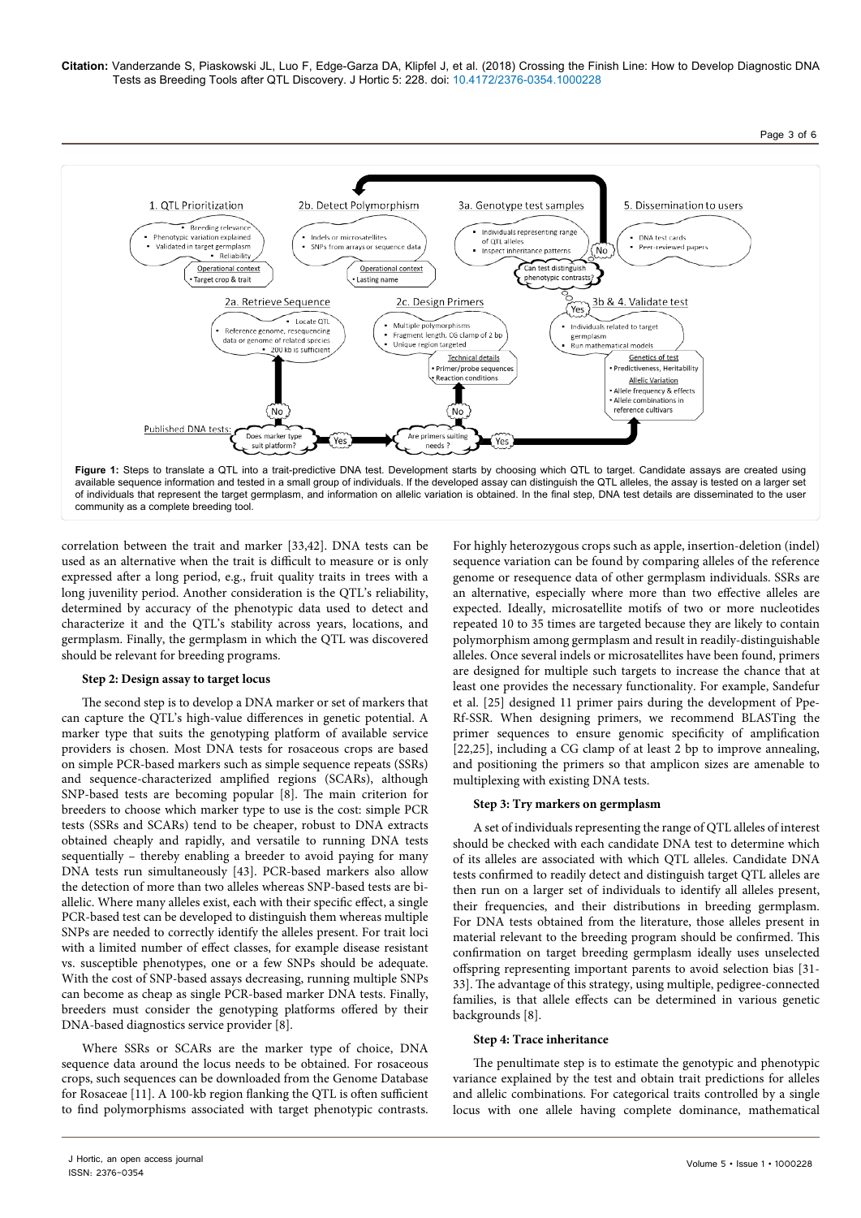**Figure 1:** Steps to translate a QTL into a trait-predictive DNA test. Development starts by choosing which QTL to target. Candidate assays are created using available sequence information and tested in a small group of individuals. If the developed assay can distinguish the QTL alleles, the assay is tested on a larger set of individuals that represent the target germplasm, and information on allelic variation is obtained. In the final step, DNA test details are disseminated to the user community as a complete breeding tool.

correlation between the trait and marker [33,42]. DNA tests can be used as an alternative when the trait is difficult to measure or is only expressed after a long period, e.g., fruit quality traits in trees with a long juvenility period. Another consideration is the QTL's reliability, determined by accuracy of the phenotypic data used to detect and characterize it and the QTL's stability across years, locations, and germplasm. Finally, the germplasm in which the QTL was discovered should be relevant for breeding programs.

### Step 2: Design assay to target locus

The second step is to develop a DNA marker or set of markers that can capture the QTL's high-value differences in genetic potential. A marker type that suits the genotyping platform of available service providers is chosen. Most DNA tests for rosaceous crops are based on simple PCR-based markers such as simple sequence repeats (SSRs) and sequence-characterized amplified regions (SCARs), although SNP-based tests are becoming popular [8]. The main criterion for breeders to choose which marker type to use is the cost: simple PCR tests (SSRs and SCARs) tend to be cheaper, robust to DNA extracts obtained cheaply and rapidly, and versatile to running DNA tests sequentially – thereby enabling a breeder to avoid paying for many DNA tests run simultaneously [43]. PCR-based markers also allow the detection of more than two alleles whereas SNP-based tests are bi-allelic. Where many alleles exist, each with their specific effect, a single PCR-based test can be developed to distinguish them whereas multiple SNPs are needed to correctly identify the alleles present. For trait loci with a limited number of effect classes, for example disease resistant vs. susceptible phenotypes, one or a few SNPs should be adequate. With the cost of SNP-based assays decreasing, running multiple SNPs can become as cheap as single PCR-based marker DNA tests. Finally, breeders must consider the genotyping platforms offered by their DNA-based diagnostics service provider [8].

Where SSRs or SCARs are the marker type of choice, DNA sequence data around the locus needs to be obtained. For rosaceous crops, such sequences can be downloaded from the Genome Database for Rosaceae [11]. A 100-kb region flanking the QTL is often sufficient to find polymorphisms associated with target phenotypic contrasts. For highly heterozygous crops such as apple, insertion-deletion (indel) sequence variation can be found by comparing alleles of the reference genome or resequence data of other germplasm individuals. SSRs are an alternative, especially where more than two effective alleles are expected. Ideally, microsatellite motifs of two or more nucleotides repeated 10 to 35 times are targeted because they are likely to contain polymorphism among germplasm and result in readily-distinguishable alleles. Once several indels or microsatellites have been found, primers are designed for multiple such targets to increase the chance that at least one provides the necessary functionality. For example, Sandefur et al. [25] designed 11 primer pairs during the development of Ppe-Rf-SSR. When designing primers, we recommend BLASTing the primer sequences to ensure genomic specificity of amplification [22,25], including a CG clamp of at least 2 bp to improve annealing, and positioning the primers so that amplicon sizes are amenable to multiplexing with existing DNA tests.

### Step 3: Try markers on germplasm

A set of individuals representing the range of QTL alleles of interest should be checked with each candidate DNA test to determine which of its alleles are associated with which QTL alleles. Candidate DNA tests confirmed to readily detect and distinguish target QTL alleles are then run on a larger set of individuals to identify all alleles present, their frequencies, and their distributions in breeding germplasm. For DNA tests obtained from the literature, those alleles present in material relevant to the breeding program should be confirmed. This confirmation on target breeding germplasm ideally uses unselected offspring representing important parents to avoid selection bias [31-33]. The advantage of this strategy, using multiple, pedigree-connected families, is that allele effects can be determined in various genetic backgrounds [8].

### Step 4: Trace inheritance

The penultimate step is to estimate the genotypic and phenotypic variance explained by the test and obtain trait predictions for alleles and allelic combinations. For categorical traits controlled by a single locus with one allele having complete dominance, mathematical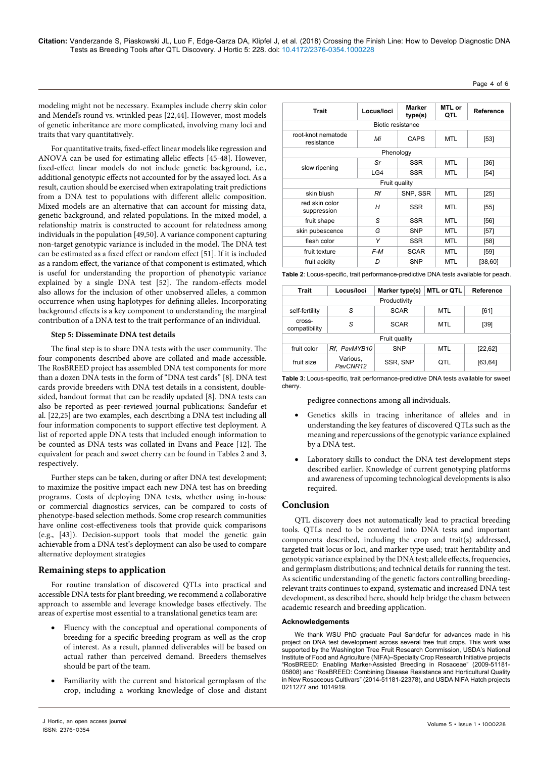modeling might not be necessary. Examples include cherry skin color and Mendel's round vs. wrinkled peas [22,44]. However, most models of genetic inheritance are more complicated, involving many loci and traits that vary quantitatively.

For quantitative traits, fixed-effect linear models like regression and ANOVA can be used for estimating allelic effects [45-48]. However, fixed-effect linear models do not include genetic background, i.e., additional genotypic effects not accounted for by the assayed loci. As a result, caution should be exercised when extrapolating trait predictions from a DNA test to populations with different allelic composition. Mixed models are an alternative that can account for missing data, genetic background, and related populations. In the mixed model, a relationship matrix is constructed to account for relatedness among individuals in the population [49,50]. A variance component capturing non-target genotypic variance is included in the model. The DNA test can be estimated as a fixed effect or random effect [51]. If it is included as a random effect, the variance of that component is estimated, which is useful for understanding the proportion of phenotypic variance explained by a single DNA test [52]. The random-effects model also allows for the inclusion of other unobserved alleles, a common occurrence when using haplotypes for defining alleles. Incorporating background effects is a key component to understanding the marginal contribution of a DNA test to the trait performance of an individual.

**Step 5: Disseminate DNA test details**

The final step is to share DNA tests with the user community. The four components described above are collated and made accessible. The RosBREED project has assembled DNA test components for more than a dozen DNA tests in the form of "DNA test cards" [8]. DNA test cards provide breeders with DNA test details in a consistent, double-sided, handout format that can be readily updated [8]. DNA tests can also be reported as peer-reviewed journal publications: Sandefur et al. [22,25] are two examples, each describing a DNA test including all four information components to support effective test deployment. A list of reported apple DNA tests that included enough information to be counted as DNA tests was collated in Evans and Peace [12]. The equivalent for peach and sweet cherry can be found in Tables 2 and 3, respectively.

Further steps can be taken, during or after DNA test development; to maximize the positive impact each new DNA test has on breeding programs. Costs of deploying DNA tests, whether using in-house or commercial diagnostics services, can be compared to costs of phenotype-based selection methods. Some crop research communities have online cost-effectiveness tools that provide quick comparisons (e.g., [43]). Decision-support tools that model the genetic gain achievable from a DNA test's deployment can also be used to compare alternative deployment strategies

## Remaining steps to application

For routine translation of discovered QTLs into practical and accessible DNA tests for plant breeding, we recommend a collaborative approach to assemble and leverage knowledge bases effectively. The areas of expertise most essential to a translational genetics team are:

- Fluency with the conceptual and operational components of breeding for a specific breeding program as well as the crop of interest. As a result, planned deliverables will be based on actual rather than perceived demand. Breeders themselves should be part of the team.
- Familiarity with the current and historical germplasm of the crop, including a working knowledge of close and distant pedigree connections among all individuals.
- Genetics skills in tracing inheritance of alleles and in understanding the key features of discovered QTLs such as the meaning and repercussions of the genotypic variance explained by a DNA test.
- Laboratory skills to conduct the DNA test development steps described earlier. Knowledge of current genotyping platforms and awareness of upcoming technological developments is also required.

| Trait | Locus/loci | Marker type(s) | MTL or QTL | Reference |
|---|---|---|---|---|
| Biotic resistance | | | | |
| root-knot nematode resistance | *Mi* | CAPS | MTL | [53] |
| Phenology | | | | |
| slow ripening | *Sr* | SSR | MTL | [36] |
| | LG4 | SSR | MTL | [54] |
| Fruit quality | | | | |
| skin blush | *Rf* | SNP, SSR | MTL | [25] |
| red skin color suppression | *H* | SSR | MTL | [55] |
| fruit shape | *S* | SSR | MTL | [56] |
| skin pubescence | *G* | SNP | MTL | [57] |
| flesh color | *Y* | SSR | MTL | [58] |
| fruit texture | *F-M* | SCAR | MTL | [59] |
| fruit acidity | *D* | SNP | MTL | [38,60] |

**Table 2**: Locus-specific, trait performance-predictive DNA tests available for peach.

| Trait | Locus/loci | Marker type(s) | MTL or QTL | Reference |
|---|---|---|---|---|
| Productivity | | | | |
| self-fertility | *S* | SCAR | MTL | [61] |
| cross-compatibility | *S* | SCAR | MTL | [39] |
| Fruit quality | | | | |
| fruit color | *Rf*, *PavMYB10* | SNP | MTL | [22,62] |
| fruit size | Various, *PavCNR12* | SSR, SNP | QTL | [63,64] |

**Table 3**: Locus-specific, trait performance-predictive DNA tests available for sweet cherry.

## Conclusion

QTL discovery does not automatically lead to practical breeding tools. QTLs need to be converted into DNA tests and important components described, including the crop and trait(s) addressed, targeted trait locus or loci, and marker type used; trait heritability and genotypic variance explained by the DNA test; allele effects, frequencies, and germplasm distributions; and technical details for running the test. As scientific understanding of the genetic factors controlling breeding-relevant traits continues to expand, systematic and increased DNA test development, as described here, should help bridge the chasm between academic research and breeding application.

### Acknowledgements

We thank WSU PhD graduate Paul Sandefur for advances made in his project on DNA test development across several tree fruit crops. This work was supported by the Washington Tree Fruit Research Commission, USDA's National Institute of Food and Agriculture (NIFA)–Specialty Crop Research Initiative projects "RosBREED: Enabling Marker-Assisted Breeding in Rosaceae" (2009-51181-05808) and "RosBREED: Combining Disease Resistance and Horticultural Quality in New Rosaceous Cultivars" (2014-51181-22378), and USDA NIFA Hatch projects 0211277 and 1014919.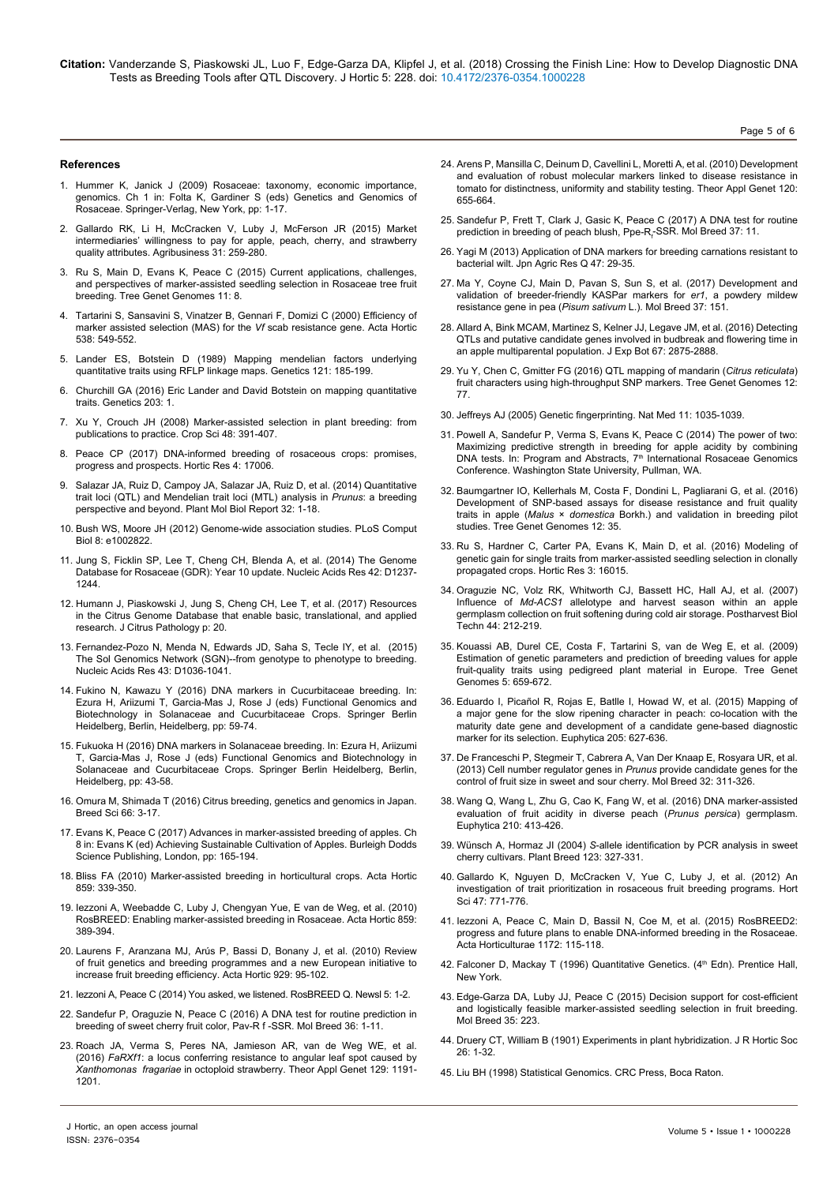### References

1. Hummer K, Janick J (2009) Rosaceae: taxonomy, economic importance, genomics. Ch 1 in: Folta K, Gardiner S (eds) Genetics and Genomics of Rosaceae. Springer-Verlag, New York, pp: 1-17.
2. Gallardo RK, Li H, McCracken V, Luby J, McFerson JR (2015) Market intermediaries' willingness to pay for apple, peach, cherry, and strawberry quality attributes. Agribusiness 31: 259-280.
3. Ru S, Main D, Evans K, Peace C (2015) Current applications, challenges, and perspectives of marker-assisted seedling selection in Rosaceae tree fruit breeding. Tree Genet Genomes 11: 8.
4. Tartarini S, Sansavini S, Vinatzer B, Gennari F, Domizi C (2000) Efficiency of marker assisted selection (MAS) for the *Vf* scab resistance gene. Acta Hortic 538: 549-552.
5. Lander ES, Botstein D (1989) Mapping mendelian factors underlying quantitative traits using RFLP linkage maps. Genetics 121: 185-199.
6. Churchill GA (2016) Eric Lander and David Botstein on mapping quantitative traits. Genetics 203: 1.
7. Xu Y, Crouch JH (2008) Marker-assisted selection in plant breeding: from publications to practice. Crop Sci 48: 391-407.
8. Peace CP (2017) DNA-informed breeding of rosaceous crops: promises, progress and prospects. Hortic Res 4: 17006.
9. Salazar JA, Ruiz D, Campoy JA, Salazar JA, Ruiz D, et al. (2014) Quantitative trait loci (QTL) and Mendelian trait loci (MTL) analysis in *Prunus*: a breeding perspective and beyond. Plant Mol Biol Report 32: 1-18.
10. Bush WS, Moore JH (2012) Genome-wide association studies. PLoS Comput Biol 8: e1002822.
11. Jung S, Ficklin SP, Lee T, Cheng CH, Blenda A, et al. (2014) The Genome Database for Rosaceae (GDR): Year 10 update. Nucleic Acids Res 42: D1237-1244.
12. Humann J, Piaskowski J, Jung S, Cheng CH, Lee T, et al. (2017) Resources in the Citrus Genome Database that enable basic, translational, and applied research. J Citrus Pathology p: 20.
13. Fernandez-Pozo N, Menda N, Edwards JD, Saha S, Tecle IY, et al. (2015) The Sol Genomics Network (SGN)--from genotype to phenotype to breeding. Nucleic Acids Res 43: D1036-1041.
14. Fukino N, Kawazu Y (2016) DNA markers in Cucurbitaceae breeding. In: Ezura H, Ariizumi T, Garcia-Mas J, Rose J (eds) Functional Genomics and Biotechnology in Solanaceae and Cucurbitaceae Crops. Springer Berlin Heidelberg, Berlin, Heidelberg, pp: 59-74.
15. Fukuoka H (2016) DNA markers in Solanaceae breeding. In: Ezura H, Ariizumi T, Garcia-Mas J, Rose J (eds) Functional Genomics and Biotechnology in Solanaceae and Cucurbitaceae Crops. Springer Berlin Heidelberg, Berlin, Heidelberg, pp: 43-58.
16. Omura M, Shimada T (2016) Citrus breeding, genetics and genomics in Japan. Breed Sci 66: 3-17.
17. Evans K, Peace C (2017) Advances in marker-assisted breeding of apples. Ch 8 in: Evans K (ed) Achieving Sustainable Cultivation of Apples. Burleigh Dodds Science Publishing, London, pp: 165-194.
18. Bliss FA (2010) Marker-assisted breeding in horticultural crops. Acta Hortic 859: 339-350.
19. Iezzoni A, Weebadde C, Luby J, Chengyan Yue, E van de Weg, et al. (2010) RosBREED: Enabling marker-assisted breeding in Rosaceae. Acta Hortic 859: 389-394.
20. Laurens F, Aranzana MJ, Arús P, Bassi D, Bonany J, et al. (2010) Review of fruit genetics and breeding programmes and a new European initiative to increase fruit breeding efficiency. Acta Hortic 929: 95-102.
21. Iezzoni A, Peace C (2014) You asked, we listened. RosBREED Q. Newsl 5: 1-2.
22. Sandefur P, Oraguzie N, Peace C (2016) A DNA test for routine prediction in breeding of sweet cherry fruit color, Pav-R f -SSR. Mol Breed 36: 1-11.
23. Roach JA, Verma S, Peres NA, Jamieson AR, van de Weg WE, et al. (2016) *FaRXf1*: a locus conferring resistance to angular leaf spot caused by *Xanthomonas fragariae* in octoploid strawberry. Theor Appl Genet 129: 1191-1201.
24. Arens P, Mansilla C, Deinum D, Cavellini L, Moretti A, et al. (2010) Development and evaluation of robust molecular markers linked to disease resistance in tomato for distinctness, uniformity and stability testing. Theor Appl Genet 120: 655-664.
25. Sandefur P, Frett T, Clark J, Gasic K, Peace C (2017) A DNA test for routine prediction in breeding of peach blush, Ppe-$R_f$-SSR. Mol Breed 37: 11.
26. Yagi M (2013) Application of DNA markers for breeding carnations resistant to bacterial wilt. Jpn Agric Res Q 47: 29-35.
27. Ma Y, Coyne CJ, Main D, Pavan S, Sun S, et al. (2017) Development and validation of breeder-friendly KASPar markers for *er1*, a powdery mildew resistance gene in pea (*Pisum sativum* L.). Mol Breed 37: 151.
28. Allard A, Bink MCAM, Martinez S, Kelner JJ, Legave JM, et al. (2016) Detecting QTLs and putative candidate genes involved in budbreak and flowering time in an apple multiparental population. J Exp Bot 67: 2875-2888.
29. Yu Y, Chen C, Gmitter FG (2016) QTL mapping of mandarin (*Citrus reticulata*) fruit characters using high-throughput SNP markers. Tree Genet Genomes 12: 77.
30. Jeffreys AJ (2005) Genetic fingerprinting. Nat Med 11: 1035-1039.
31. Powell A, Sandefur P, Verma S, Evans K, Peace C (2014) The power of two: Maximizing predictive strength in breeding for apple acidity by combining DNA tests. In: Program and Abstracts, 7th International Rosaceae Genomics Conference. Washington State University, Pullman, WA.
32. Baumgartner IO, Kellerhals M, Costa F, Dondini L, Pagliarani G, et al. (2016) Development of SNP-based assays for disease resistance and fruit quality traits in apple (*Malus* × *domestica* Borkh.) and validation in breeding pilot studies. Tree Genet Genomes 12: 35.
33. Ru S, Hardner C, Carter PA, Evans K, Main D, et al. (2016) Modeling of genetic gain for single traits from marker-assisted seedling selection in clonally propagated crops. Hortic Res 3: 16015.
34. Oraguzie NC, Volz RK, Whitworth CJ, Bassett HC, Hall AJ, et al. (2007) Influence of *Md-ACS1* allelotype and harvest season within an apple germplasm collection on fruit softening during cold air storage. Postharvest Biol Techn 44: 212-219.
35. Kouassi AB, Durel CE, Costa F, Tartarini S, van de Weg E, et al. (2009) Estimation of genetic parameters and prediction of breeding values for apple fruit-quality traits using pedigreed plant material in Europe. Tree Genet Genomes 5: 659-672.
36. Eduardo I, Picañol R, Rojas E, Batlle I, Howad W, et al. (2015) Mapping of a major gene for the slow ripening character in peach: co-location with the maturity date gene and development of a candidate gene-based diagnostic marker for its selection. Euphytica 205: 627-636.
37. De Franceschi P, Stegmeir T, Cabrera A, Van Der Knaap E, Rosyara UR, et al. (2013) Cell number regulator genes in *Prunus* provide candidate genes for the control of fruit size in sweet and sour cherry. Mol Breed 32: 311-326.
38. Wang Q, Wang L, Zhu G, Cao K, Fang W, et al. (2016) DNA marker-assisted evaluation of fruit acidity in diverse peach (*Prunus persica*) germplasm. Euphytica 210: 413-426.
39. Wünsch A, Hormaz JI (2004) *S*-allele identification by PCR analysis in sweet cherry cultivars. Plant Breed 123: 327-331.
40. Gallardo K, Nguyen D, McCracken V, Yue C, Luby J, et al. (2012) An investigation of trait prioritization in rosaceous fruit breeding programs. Hort Sci 47: 771-776.
41. Iezzoni A, Peace C, Main D, Bassil N, Coe M, et al. (2015) RosBREED2: progress and future plans to enable DNA-informed breeding in the Rosaceae. Acta Horticulturae 1172: 115-118.
42. Falconer D, Mackay T (1996) Quantitative Genetics. (4th Edn). Prentice Hall, New York.
43. Edge-Garza DA, Luby JJ, Peace C (2015) Decision support for cost-efficient and logistically feasible marker-assisted seedling selection in fruit breeding. Mol Breed 35: 223.
44. Druery CT, William B (1901) Experiments in plant hybridization. J R Hortic Soc 26: 1-32.
45. Liu BH (1998) Statistical Genomics. CRC Press, Boca Raton.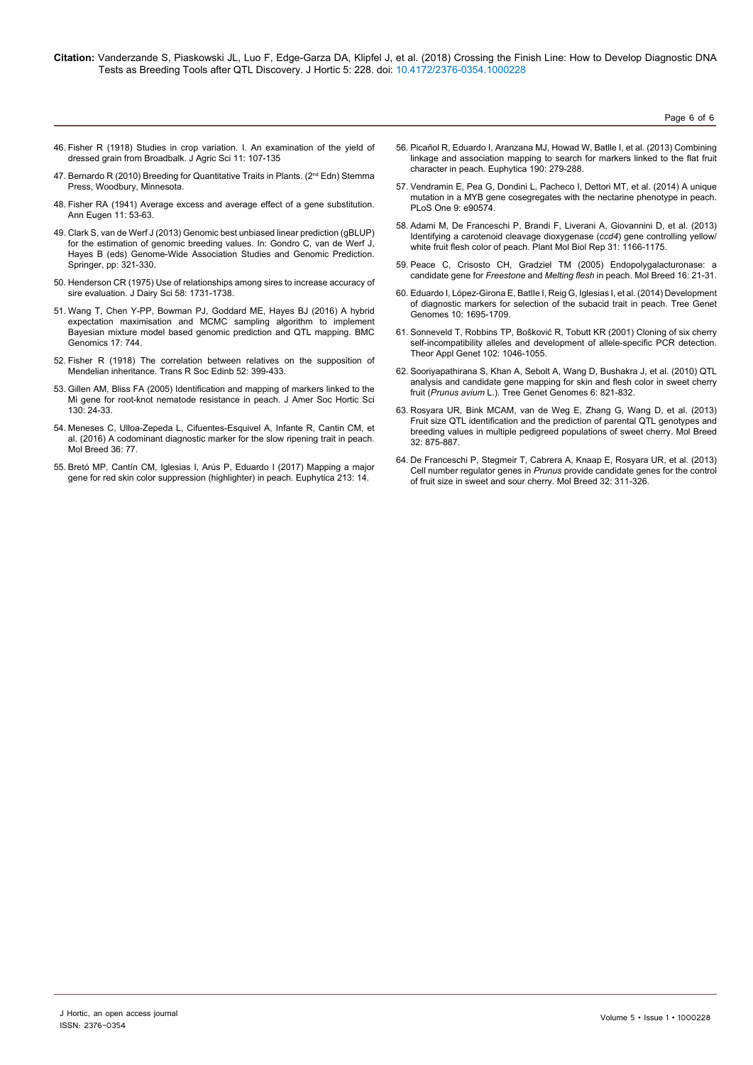46. Fisher R (1918) Studies in crop variation. I. An examination of the yield of dressed grain from Broadbalk. J Agric Sci 11: 107-135

47. Bernardo R (2010) Breeding for Quantitative Traits in Plants. (2nd Edn) Stemma Press, Woodbury, Minnesota.

48. Fisher RA (1941) Average excess and average effect of a gene substitution. Ann Eugen 11: 53-63.

49. Clark S, van de Werf J (2013) Genomic best unbiased linear prediction (gBLUP) for the estimation of genomic breeding values. In: Gondro C, van de Werf J, Hayes B (eds) Genome-Wide Association Studies and Genomic Prediction. Springer, pp: 321-330.

50. Henderson CR (1975) Use of relationships among sires to increase accuracy of sire evaluation. J Dairy Sci 58: 1731-1738.

51. Wang T, Chen Y-PP, Bowman PJ, Goddard ME, Hayes BJ (2016) A hybrid expectation maximisation and MCMC sampling algorithm to implement Bayesian mixture model based genomic prediction and QTL mapping. BMC Genomics 17: 744.

52. Fisher R (1918) The correlation between relatives on the supposition of Mendelian inheritance. Trans R Soc Edinb 52: 399-433.

53. Gillen AM, Bliss FA (2005) Identification and mapping of markers linked to the Mi gene for root-knot nematode resistance in peach. J Amer Soc Hortic Sci 130: 24-33.

54. Meneses C, Ulloa-Zepeda L, Cifuentes-Esquivel A, Infante R, Cantin CM, et al. (2016) A codominant diagnostic marker for the slow ripening trait in peach. Mol Breed 36: 77.

55. Bretó MP, Cantín CM, Iglesias I, Arús P, Eduardo I (2017) Mapping a major gene for red skin color suppression (highlighter) in peach. Euphytica 213: 14.

56. Picañol R, Eduardo I, Aranzana MJ, Howad W, Batlle I, et al. (2013) Combining linkage and association mapping to search for markers linked to the flat fruit character in peach. Euphytica 190: 279-288.

57. Vendramin E, Pea G, Dondini L, Pacheco I, Dettori MT, et al. (2014) A unique mutation in a MYB gene cosegregates with the nectarine phenotype in peach. PLoS One 9: e90574.

58. Adami M, De Franceschi P, Brandi F, Liverani A, Giovannini D, et al. (2013) Identifying a carotenoid cleavage dioxygenase (*ccd4*) gene controlling yellow/white fruit flesh color of peach. Plant Mol Biol Rep 31: 1166-1175.

59. Peace C, Crisosto CH, Gradziel TM (2005) Endopolygalacturonase: a candidate gene for *Freestone* and *Melting flesh* in peach. Mol Breed 16: 21-31.

60. Eduardo I, López-Girona E, Batlle I, Reig G, Iglesias I, et al. (2014) Development of diagnostic markers for selection of the subacid trait in peach. Tree Genet Genomes 10: 1695-1709.

61. Sonneveld T, Robbins TP, Bošković R, Tobutt KR (2001) Cloning of six cherry self-incompatibility alleles and development of allele-specific PCR detection. Theor Appl Genet 102: 1046-1055.

62. Sooriyapathirana S, Khan A, Sebolt A, Wang D, Bushakra J, et al. (2010) QTL analysis and candidate gene mapping for skin and flesh color in sweet cherry fruit (*Prunus avium* L.). Tree Genet Genomes 6: 821-832.

63. Rosyara UR, Bink MCAM, van de Weg E, Zhang G, Wang D, et al. (2013) Fruit size QTL identification and the prediction of parental QTL genotypes and breeding values in multiple pedigreed populations of sweet cherry. Mol Breed 32: 875-887.

64. De Franceschi P, Stegmeir T, Cabrera A, Knaap E, Rosyara UR, et al. (2013) Cell number regulator genes in *Prunus* provide candidate genes for the control of fruit size in sweet and sour cherry. Mol Breed 32: 311-326.